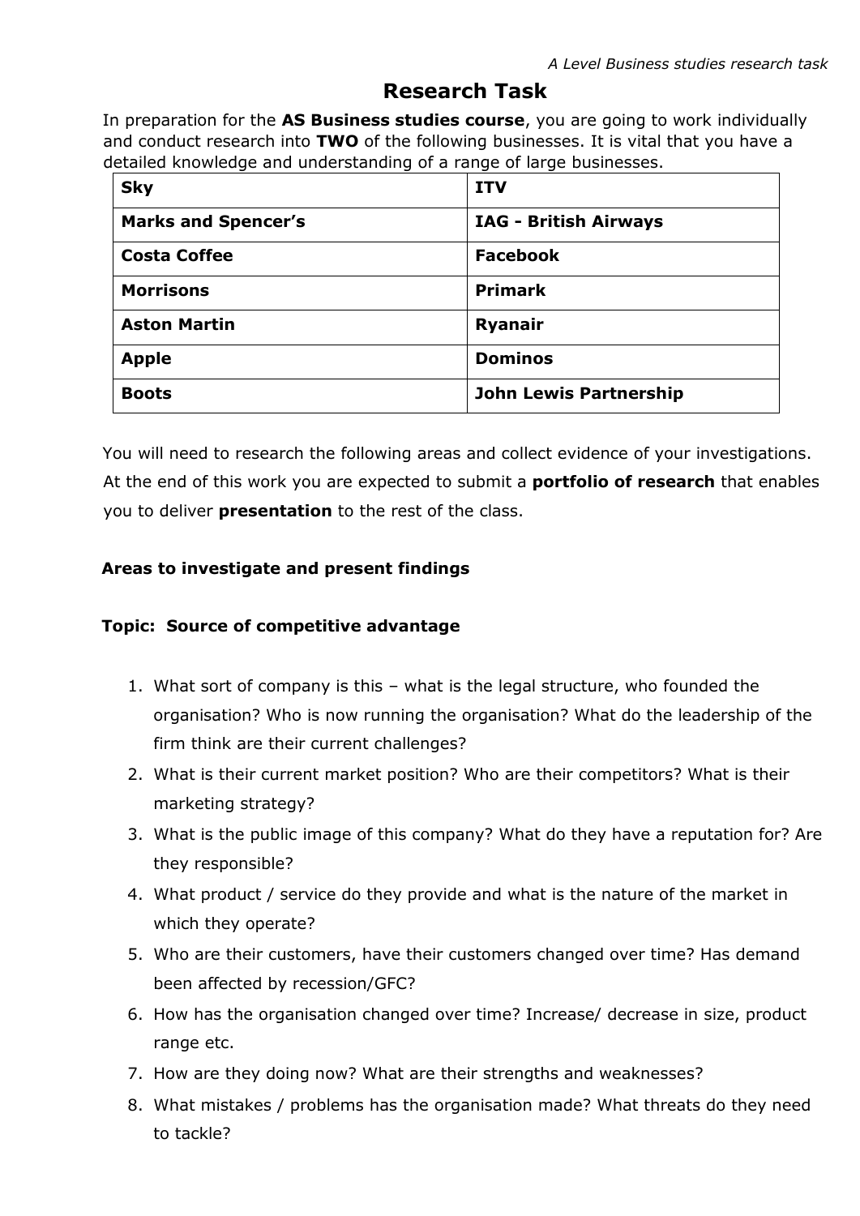*A Level Business studies research task*

# Research Task

In preparation for the **AS Business studies course**, you are going to work individually and conduct research into **TWO** of the following businesses. It is vital that you have a detailed knowledge and understanding of a range of large businesses.

| **Sky** | **ITV** |
|---|---|
| **Marks and Spencer's** | **IAG - British Airways** |
| **Costa Coffee** | **Facebook** |
| **Morrisons** | **Primark** |
| **Aston Martin** | **Ryanair** |
| **Apple** | **Dominos** |
| **Boots** | **John Lewis Partnership** |

You will need to research the following areas and collect evidence of your investigations. At the end of this work you are expected to submit a **portfolio of research** that enables you to deliver **presentation** to the rest of the class.

**Areas to investigate and present findings**

**Topic: Source of competitive advantage**

1. What sort of company is this – what is the legal structure, who founded the organisation? Who is now running the organisation? What do the leadership of the firm think are their current challenges?
2. What is their current market position? Who are their competitors? What is their marketing strategy?
3. What is the public image of this company? What do they have a reputation for? Are they responsible?
4. What product / service do they provide and what is the nature of the market in which they operate?
5. Who are their customers, have their customers changed over time? Has demand been affected by recession/GFC?
6. How has the organisation changed over time? Increase/ decrease in size, product range etc.
7. How are they doing now? What are their strengths and weaknesses?
8. What mistakes / problems has the organisation made? What threats do they need to tackle?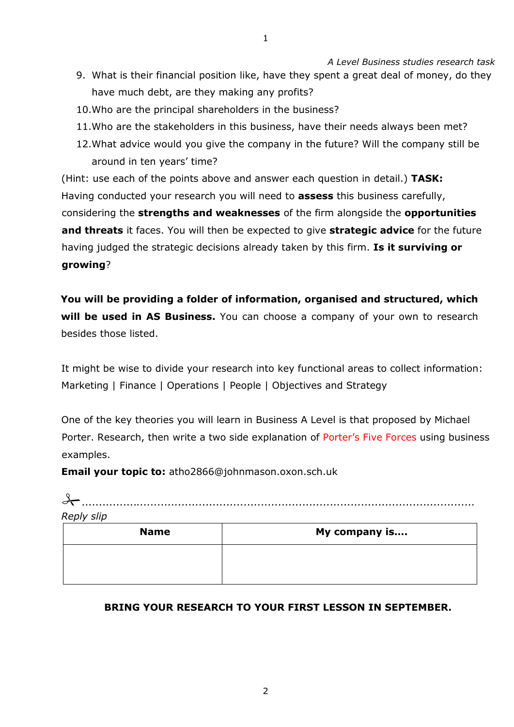9. What is their financial position like, have they spent a great deal of money, do they have much debt, are they making any profits?
10. Who are the principal shareholders in the business?
11. Who are the stakeholders in this business, have their needs always been met?
12. What advice would you give the company in the future? Will the company still be around in ten years' time?

(Hint: use each of the points above and answer each question in detail.) **TASK:** Having conducted your research you will need to **assess** this business carefully, considering the **strengths and weaknesses** of the firm alongside the **opportunities and threats** it faces. You will then be expected to give **strategic advice** for the future having judged the strategic decisions already taken by this firm. **Is it surviving or growing**?

**You will be providing a folder of information, organised and structured, which will be used in AS Business.** You can choose a company of your own to research besides those listed.

It might be wise to divide your research into key functional areas to collect information: Marketing | Finance | Operations | People | Objectives and Strategy

One of the key theories you will learn in Business A Level is that proposed by Michael Porter. Research, then write a two side explanation of Porter's Five Forces using business examples.

**Email your topic to:** atho2866@johnmason.oxon.sch.uk

✂..........................................................................................................

*Reply slip*

| Name | My company is.... |
|---|---|
| | |

**BRING YOUR RESEARCH TO YOUR FIRST LESSON IN SEPTEMBER.**